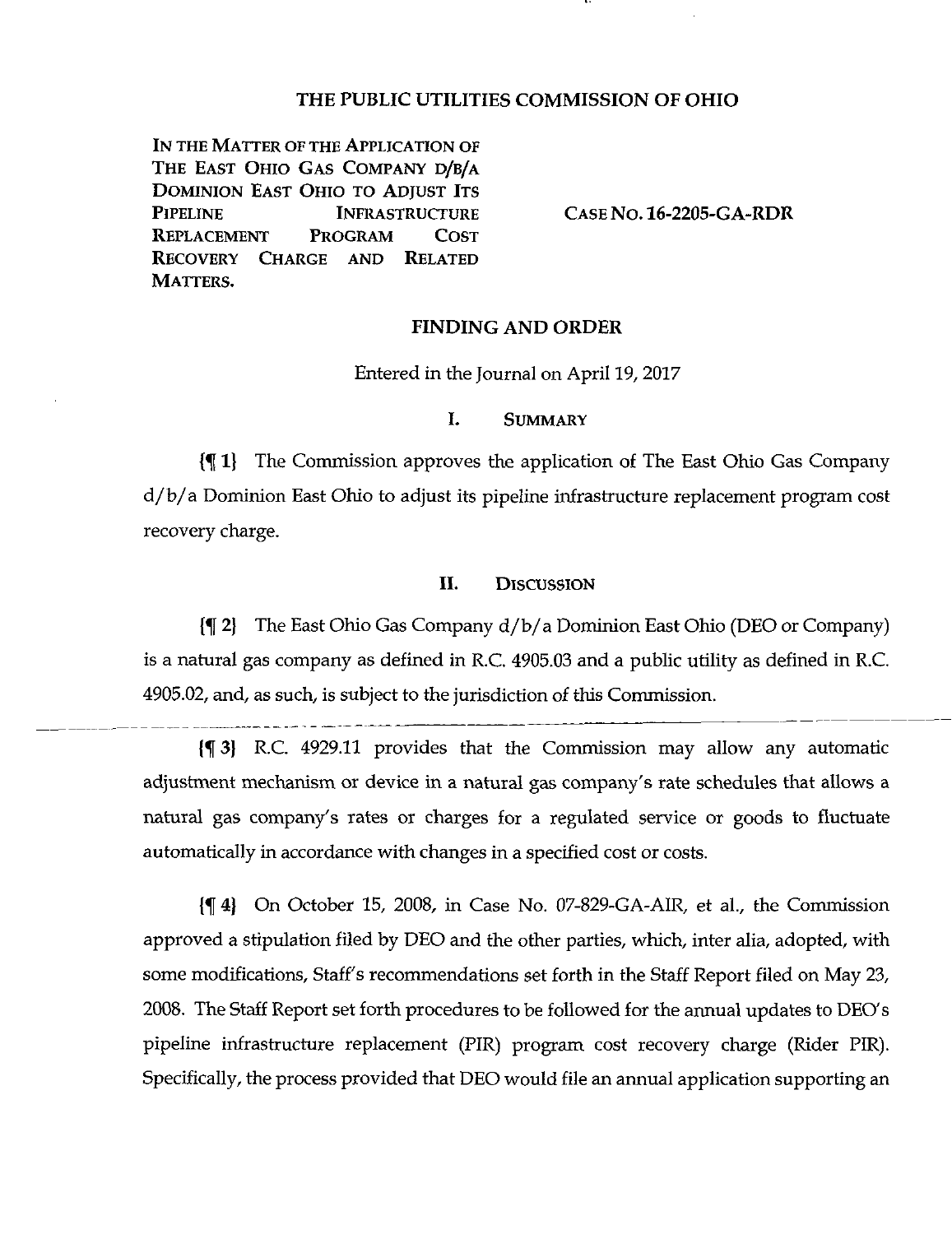# THE PUBLIC UTILITIES COMMISSION OF OHIO

IN THE MATTER OF THE APPLICATION OF THE EAST OHIO GAS COMPANY D/B/A DOMINION EAST OHIO TO ADJUST ITS PIPELINE INFRASTRUCTURE REPLACEMENT PROGRAM COST RECOVERY CHARGE AND RELATED MATTERS.

CASE NO. 16-2205-GA-RDR

## FINDING AND ORDER

Entered in the Journal on April 19, 2017

### I. SUMMARY

{¶ 1} The Commission approves the application of The East Ohio Gas Company d/b/a Dominion East Ohio to adjust its pipeline infrastructure replacement program cost recovery charge.

### II. DISCUSSION

{¶ 2} The East Ohio Gas Company d/b/a Dominion East Ohio (DEO or Company) is a natural gas company as defined in R.C. 4905.03 and a public utility as defined in R.C. 4905.02, and, as such, is subject to the jurisdiction of this Commission.

{¶ 3} R.C. 4929.11 provides that the Commission may allow any automatic adjustment mechanism or device in a natural gas company's rate schedules that allows a natural gas company's rates or charges for a regulated service or goods to fluctuate automatically in accordance with changes in a specified cost or costs.

{¶ 4} On October 15, 2008, in Case No. 07-829-GA-AIR, et al., the Commission approved a stipulation filed by DEO and the other parties, which, inter alia, adopted, with some modifications, Staff's recommendations set forth in the Staff Report filed on May 23, 2008. The Staff Report set forth procedures to be followed for the annual updates to DEO's pipeline infrastructure replacement (PIR) program cost recovery charge (Rider PIR). Specifically, the process provided that DEO would file an annual application supporting an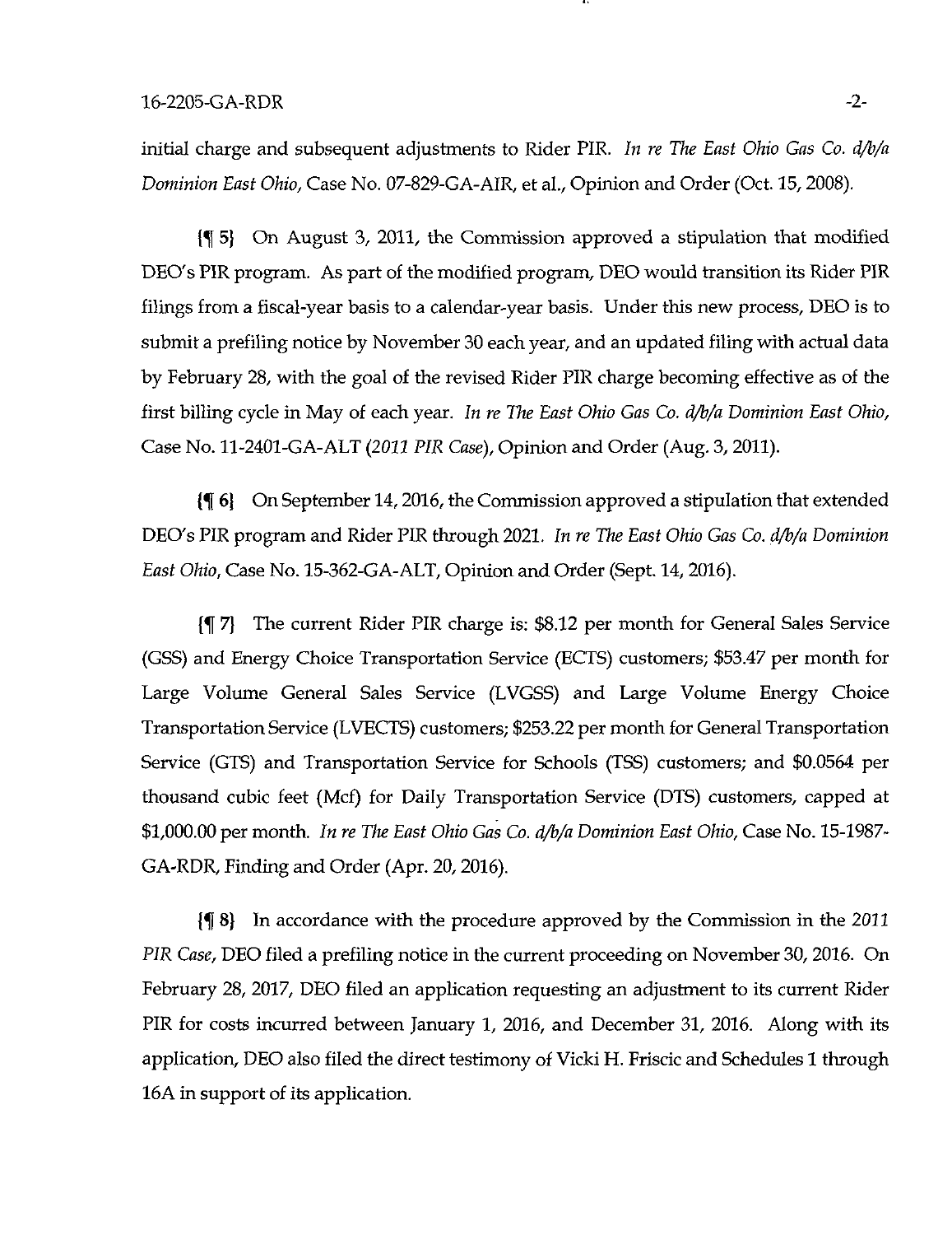initial charge and subsequent adjustments to Rider PIR. *In re The East Ohio Gas Co. d/b/a Dominion East Ohio*, Case No. 07-829-GA-AIR, et al., Opinion and Order (Oct. 15, 2008).

{¶ 5} On August 3, 2011, the Commission approved a stipulation that modified DEO's PIR program. As part of the modified program, DEO would transition its Rider PIR filings from a fiscal-year basis to a calendar-year basis. Under this new process, DEO is to submit a prefiling notice by November 30 each year, and an updated filing with actual data by February 28, with the goal of the revised Rider PIR charge becoming effective as of the first billing cycle in May of each year. *In re The East Ohio Gas Co. d/b/a Dominion East Ohio*, Case No. 11-2401-GA-ALT (*2011 PIR Case*), Opinion and Order (Aug. 3, 2011).

{¶ 6} On September 14, 2016, the Commission approved a stipulation that extended DEO's PIR program and Rider PIR through 2021. *In re The East Ohio Gas Co. d/b/a Dominion East Ohio*, Case No. 15-362-GA-ALT, Opinion and Order (Sept. 14, 2016).

{¶ 7} The current Rider PIR charge is: $8.12 per month for General Sales Service (GSS) and Energy Choice Transportation Service (ECTS) customers; $53.47 per month for Large Volume General Sales Service (LVGSS) and Large Volume Energy Choice Transportation Service (LVECTS) customers; $253.22 per month for General Transportation Service (GTS) and Transportation Service for Schools (TSS) customers; and $0.0564 per thousand cubic feet (Mcf) for Daily Transportation Service (DTS) customers, capped at $1,000.00 per month. *In re The East Ohio Gas Co. d/b/a Dominion East Ohio*, Case No. 15-1987-GA-RDR, Finding and Order (Apr. 20, 2016).

{¶ 8} In accordance with the procedure approved by the Commission in the *2011 PIR Case*, DEO filed a prefiling notice in the current proceeding on November 30, 2016. On February 28, 2017, DEO filed an application requesting an adjustment to its current Rider PIR for costs incurred between January 1, 2016, and December 31, 2016. Along with its application, DEO also filed the direct testimony of Vicki H. Friscic and Schedules 1 through 16A in support of its application.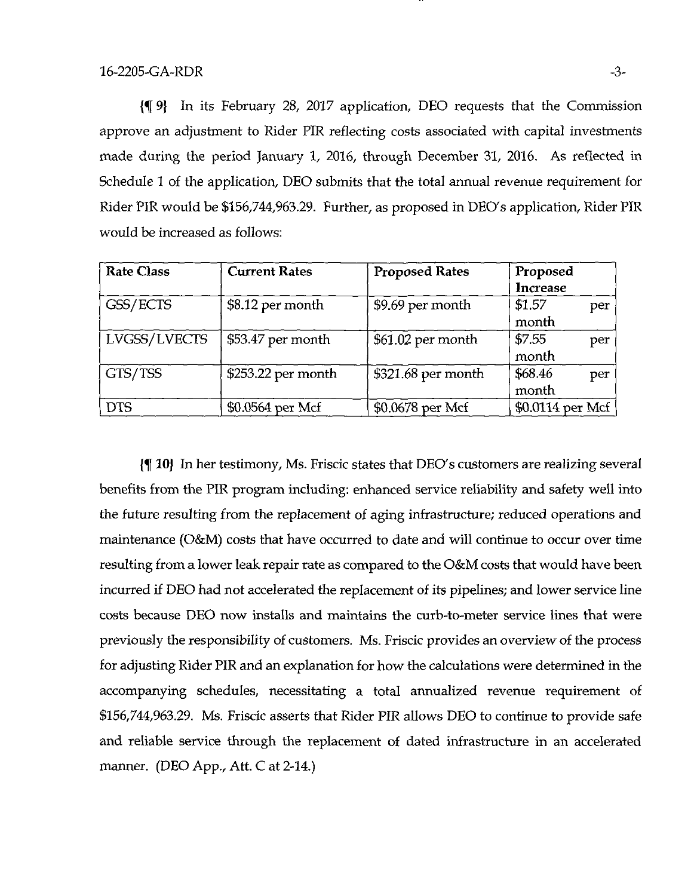{¶ 9} In its February 28, 2017 application, DEO requests that the Commission approve an adjustment to Rider PIR reflecting costs associated with capital investments made during the period January 1, 2016, through December 31, 2016. As reflected in Schedule 1 of the application, DEO submits that the total annual revenue requirement for Rider PIR would be $156,744,963.29. Further, as proposed in DEO's application, Rider PIR would be increased as follows:

| Rate Class | Current Rates | Proposed Rates | Proposed Increase |
|---|---|---|---|
| GSS/ECTS | $8.12 per month | $9.69 per month | $1.57 per month |
| LVGSS/LVECTS | $53.47 per month | $61.02 per month | $7.55 per month |
| GTS/TSS | $253.22 per month | $321.68 per month | $68.46 per month |
| DTS | $0.0564 per Mcf | $0.0678 per Mcf | $0.0114 per Mcf |

{¶ 10} In her testimony, Ms. Friscic states that DEO's customers are realizing several benefits from the PIR program including: enhanced service reliability and safety well into the future resulting from the replacement of aging infrastructure; reduced operations and maintenance (O&M) costs that have occurred to date and will continue to occur over time resulting from a lower leak repair rate as compared to the O&M costs that would have been incurred if DEO had not accelerated the replacement of its pipelines; and lower service line costs because DEO now installs and maintains the curb-to-meter service lines that were previously the responsibility of customers. Ms. Friscic provides an overview of the process for adjusting Rider PIR and an explanation for how the calculations were determined in the accompanying schedules, necessitating a total annualized revenue requirement of $156,744,963.29. Ms. Friscic asserts that Rider PIR allows DEO to continue to provide safe and reliable service through the replacement of dated infrastructure in an accelerated manner. (DEO App., Att. C at 2-14.)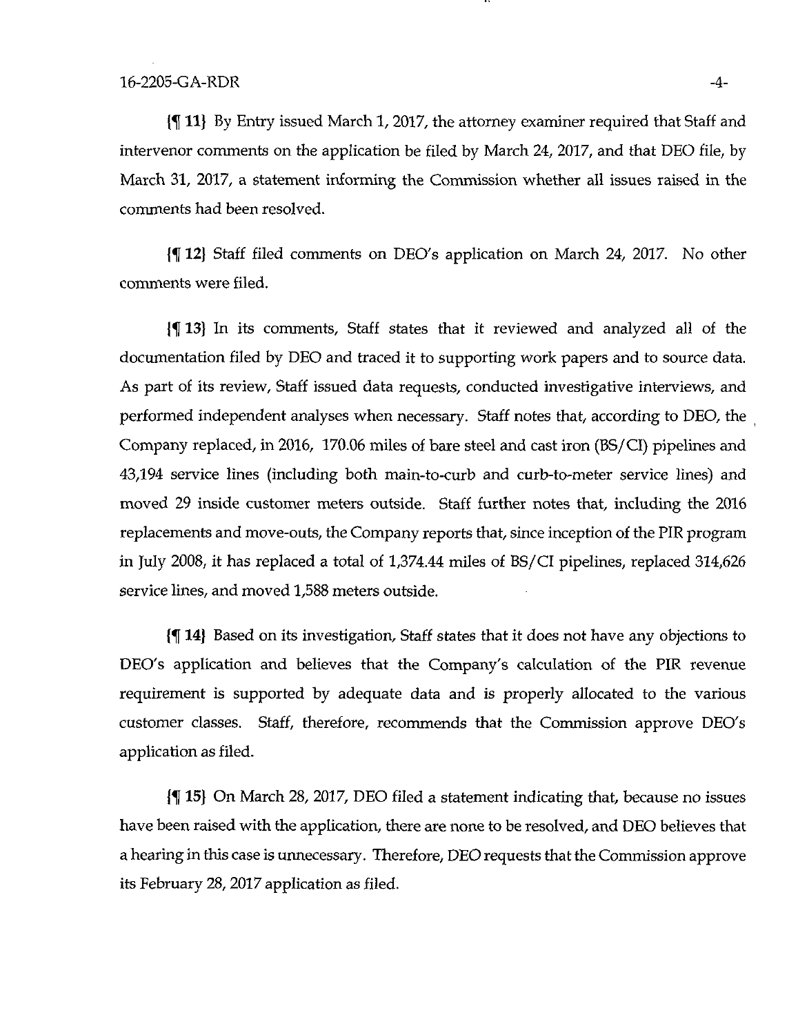{¶ 11} By Entry issued March 1, 2017, the attorney examiner required that Staff and intervenor comments on the application be filed by March 24, 2017, and that DEO file, by March 31, 2017, a statement informing the Commission whether all issues raised in the comments had been resolved.

{¶ 12} Staff filed comments on DEO's application on March 24, 2017. No other comments were filed.

{¶ 13} In its comments, Staff states that it reviewed and analyzed all of the documentation filed by DEO and traced it to supporting work papers and to source data. As part of its review, Staff issued data requests, conducted investigative interviews, and performed independent analyses when necessary. Staff notes that, according to DEO, the Company replaced, in 2016, 170.06 miles of bare steel and cast iron (BS/CI) pipelines and 43,194 service lines (including both main-to-curb and curb-to-meter service lines) and moved 29 inside customer meters outside. Staff further notes that, including the 2016 replacements and move-outs, the Company reports that, since inception of the PIR program in July 2008, it has replaced a total of 1,374.44 miles of BS/CI pipelines, replaced 314,626 service lines, and moved 1,588 meters outside.

{¶ 14} Based on its investigation, Staff states that it does not have any objections to DEO's application and believes that the Company's calculation of the PIR revenue requirement is supported by adequate data and is properly allocated to the various customer classes. Staff, therefore, recommends that the Commission approve DEO's application as filed.

{¶ 15} On March 28, 2017, DEO filed a statement indicating that, because no issues have been raised with the application, there are none to be resolved, and DEO believes that a hearing in this case is unnecessary. Therefore, DEO requests that the Commission approve its February 28, 2017 application as filed.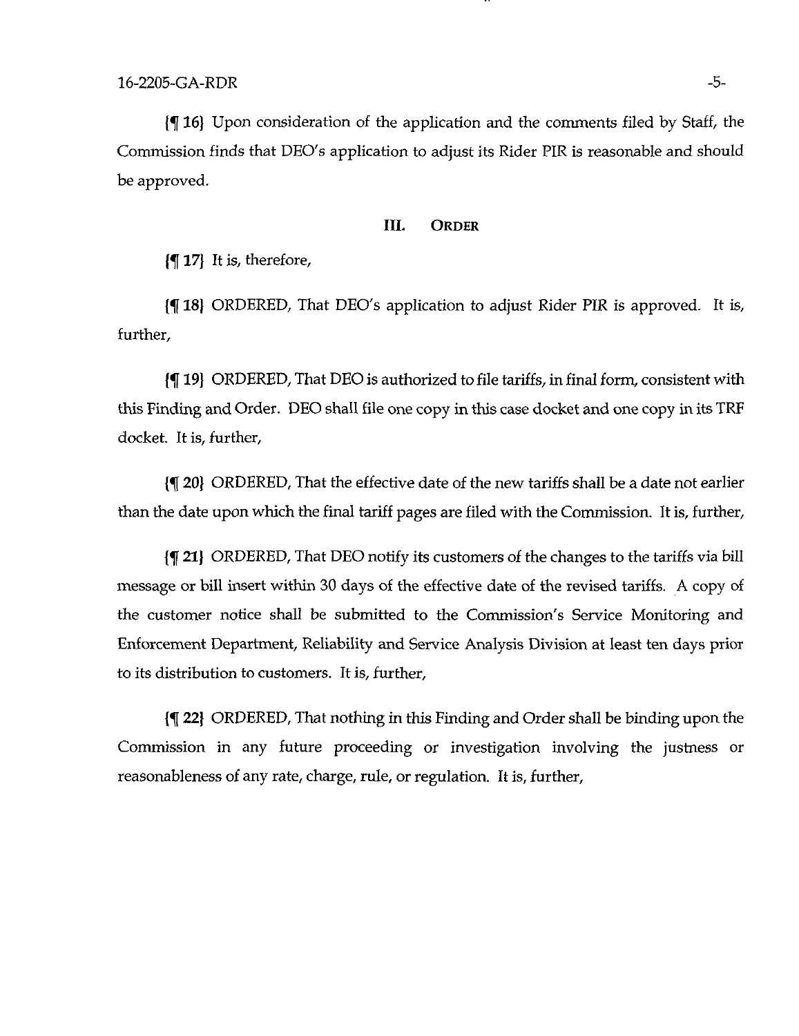{¶ 16} Upon consideration of the application and the comments filed by Staff, the Commission finds that DEO's application to adjust its Rider PIR is reasonable and should be approved.

## III. ORDER

{¶ 17} It is, therefore,

{¶ 18} ORDERED, That DEO's application to adjust Rider PIR is approved. It is, further,

{¶ 19} ORDERED, That DEO is authorized to file tariffs, in final form, consistent with this Finding and Order. DEO shall file one copy in this case docket and one copy in its TRF docket. It is, further,

{¶ 20} ORDERED, That the effective date of the new tariffs shall be a date not earlier than the date upon which the final tariff pages are filed with the Commission. It is, further,

{¶ 21} ORDERED, That DEO notify its customers of the changes to the tariffs via bill message or bill insert within 30 days of the effective date of the revised tariffs. A copy of the customer notice shall be submitted to the Commission's Service Monitoring and Enforcement Department, Reliability and Service Analysis Division at least ten days prior to its distribution to customers. It is, further,

{¶ 22} ORDERED, That nothing in this Finding and Order shall be binding upon the Commission in any future proceeding or investigation involving the justness or reasonableness of any rate, charge, rule, or regulation. It is, further,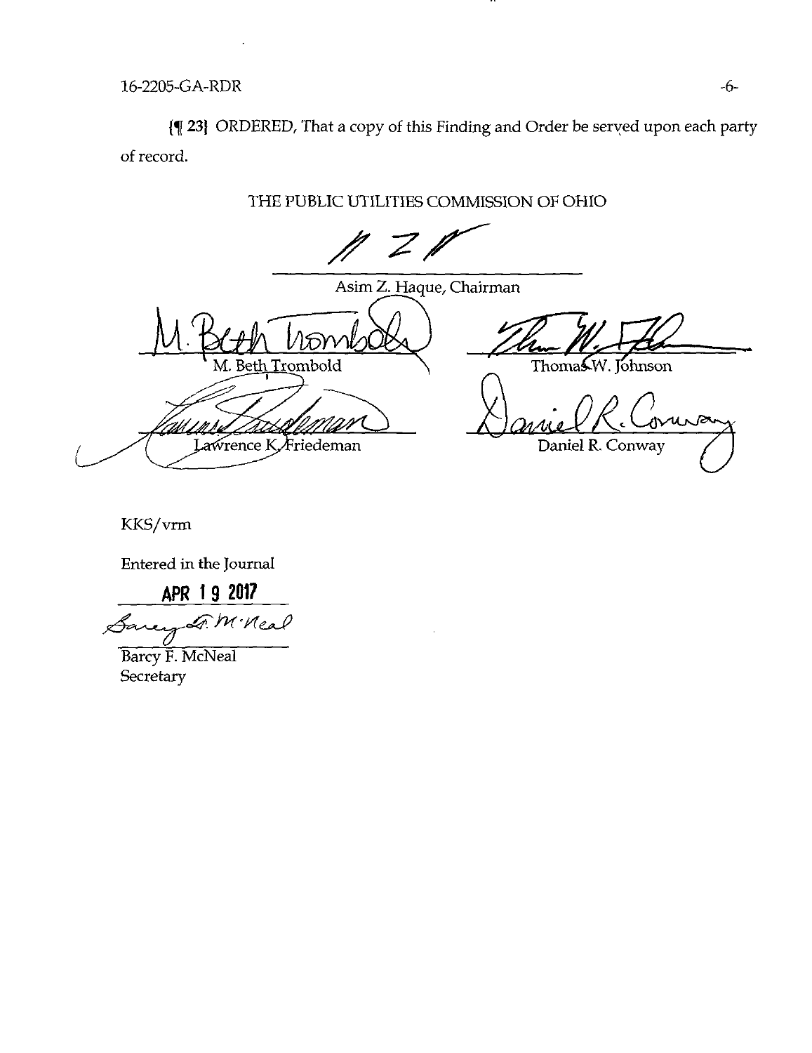{¶ 23} ORDERED, That a copy of this Finding and Order be served upon each party of record.

THE PUBLIC UTILITIES COMMISSION OF OHIO

Asim Z. Haque, Chairman

M. Beth Trombold

Thomas W. Johnson

Lawrence K. Friedeman

Daniel R. Conway

KKS/vrm

Entered in the Journal

APR 19 2017

Barcy F. McNeal
Secretary